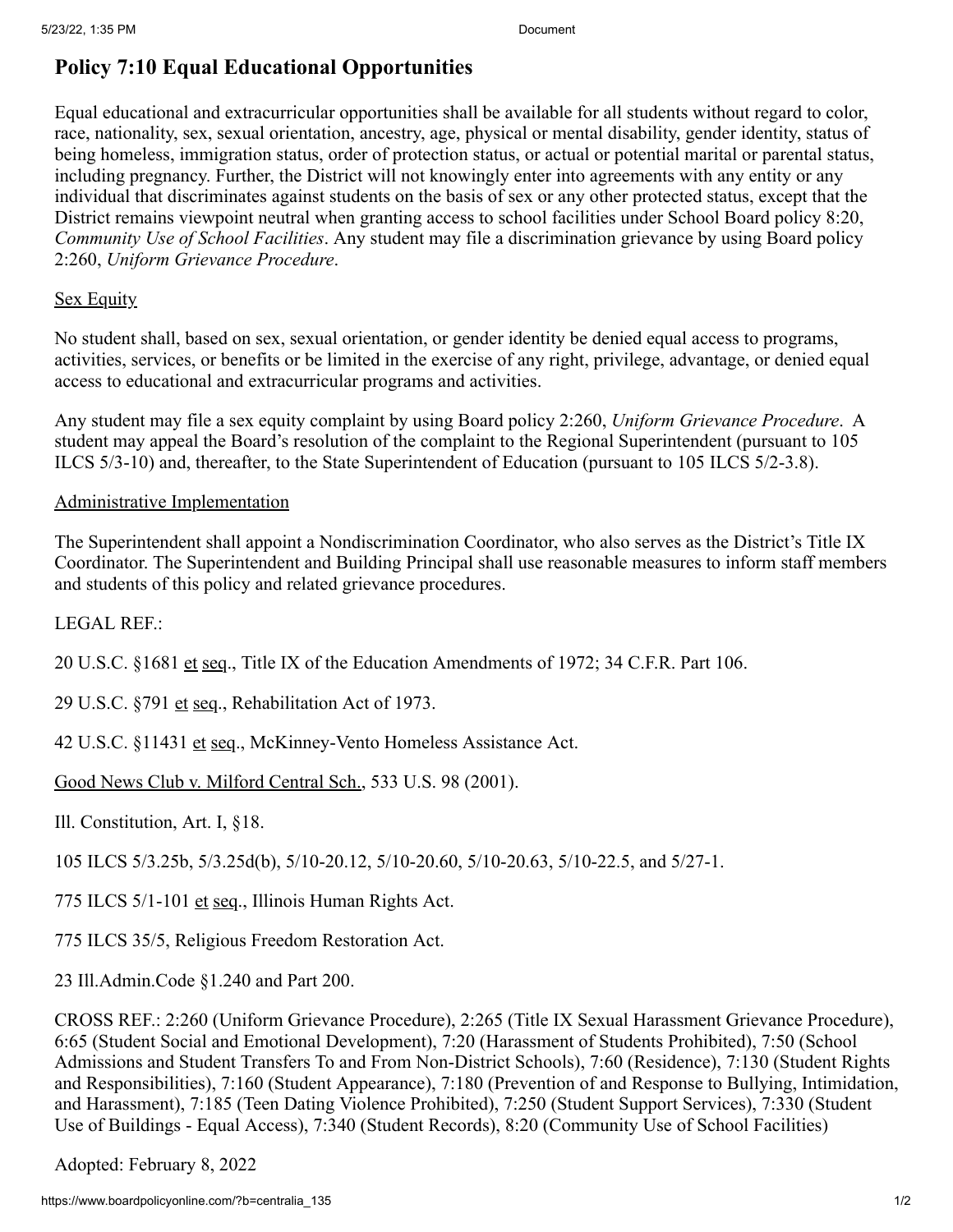# Policy 7:10 Equal Educational Opportunities

Equal educational and extracurricular opportunities shall be available for all students without regard to color, race, nationality, sex, sexual orientation, ancestry, age, physical or mental disability, gender identity, status of being homeless, immigration status, order of protection status, or actual or potential marital or parental status, including pregnancy. Further, the District will not knowingly enter into agreements with any entity or any individual that discriminates against students on the basis of sex or any other protected status, except that the District remains viewpoint neutral when granting access to school facilities under School Board policy 8:20, *Community Use of School Facilities*. Any student may file a discrimination grievance by using Board policy 2:260, *Uniform Grievance Procedure*.

Sex Equity

No student shall, based on sex, sexual orientation, or gender identity be denied equal access to programs, activities, services, or benefits or be limited in the exercise of any right, privilege, advantage, or denied equal access to educational and extracurricular programs and activities.

Any student may file a sex equity complaint by using Board policy 2:260, *Uniform Grievance Procedure*. A student may appeal the Board's resolution of the complaint to the Regional Superintendent (pursuant to 105 ILCS 5/3-10) and, thereafter, to the State Superintendent of Education (pursuant to 105 ILCS 5/2-3.8).

Administrative Implementation

The Superintendent shall appoint a Nondiscrimination Coordinator, who also serves as the District's Title IX Coordinator. The Superintendent and Building Principal shall use reasonable measures to inform staff members and students of this policy and related grievance procedures.

LEGAL REF.:

20 U.S.C. §1681 et seq., Title IX of the Education Amendments of 1972; 34 C.F.R. Part 106.

29 U.S.C. §791 et seq., Rehabilitation Act of 1973.

42 U.S.C. §11431 et seq., McKinney-Vento Homeless Assistance Act.

Good News Club v. Milford Central Sch., 533 U.S. 98 (2001).

Ill. Constitution, Art. I, §18.

105 ILCS 5/3.25b, 5/3.25d(b), 5/10-20.12, 5/10-20.60, 5/10-20.63, 5/10-22.5, and 5/27-1.

775 ILCS 5/1-101 et seq., Illinois Human Rights Act.

775 ILCS 35/5, Religious Freedom Restoration Act.

23 Ill.Admin.Code §1.240 and Part 200.

CROSS REF.: 2:260 (Uniform Grievance Procedure), 2:265 (Title IX Sexual Harassment Grievance Procedure), 6:65 (Student Social and Emotional Development), 7:20 (Harassment of Students Prohibited), 7:50 (School Admissions and Student Transfers To and From Non-District Schools), 7:60 (Residence), 7:130 (Student Rights and Responsibilities), 7:160 (Student Appearance), 7:180 (Prevention of and Response to Bullying, Intimidation, and Harassment), 7:185 (Teen Dating Violence Prohibited), 7:250 (Student Support Services), 7:330 (Student Use of Buildings - Equal Access), 7:340 (Student Records), 8:20 (Community Use of School Facilities)

Adopted: February 8, 2022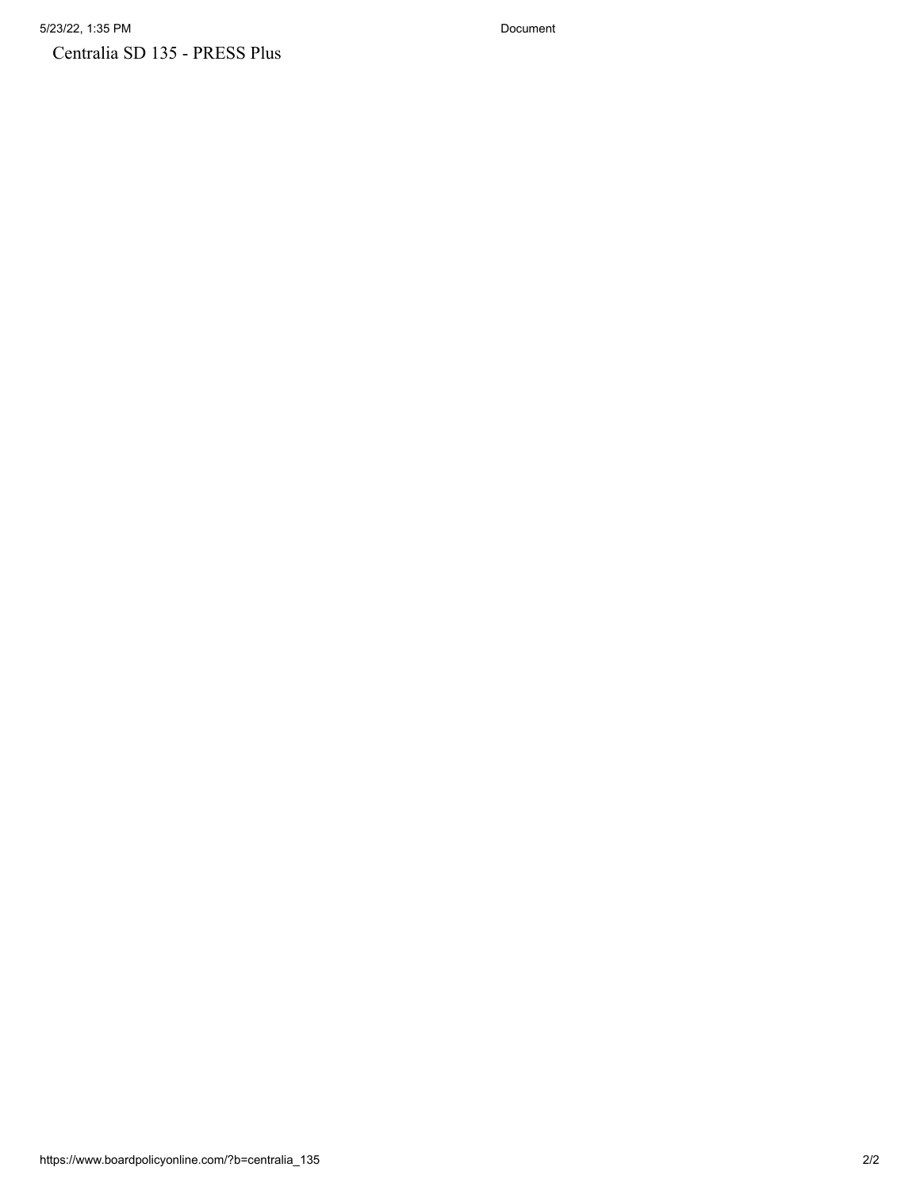Centralia SD 135 - PRESS Plus